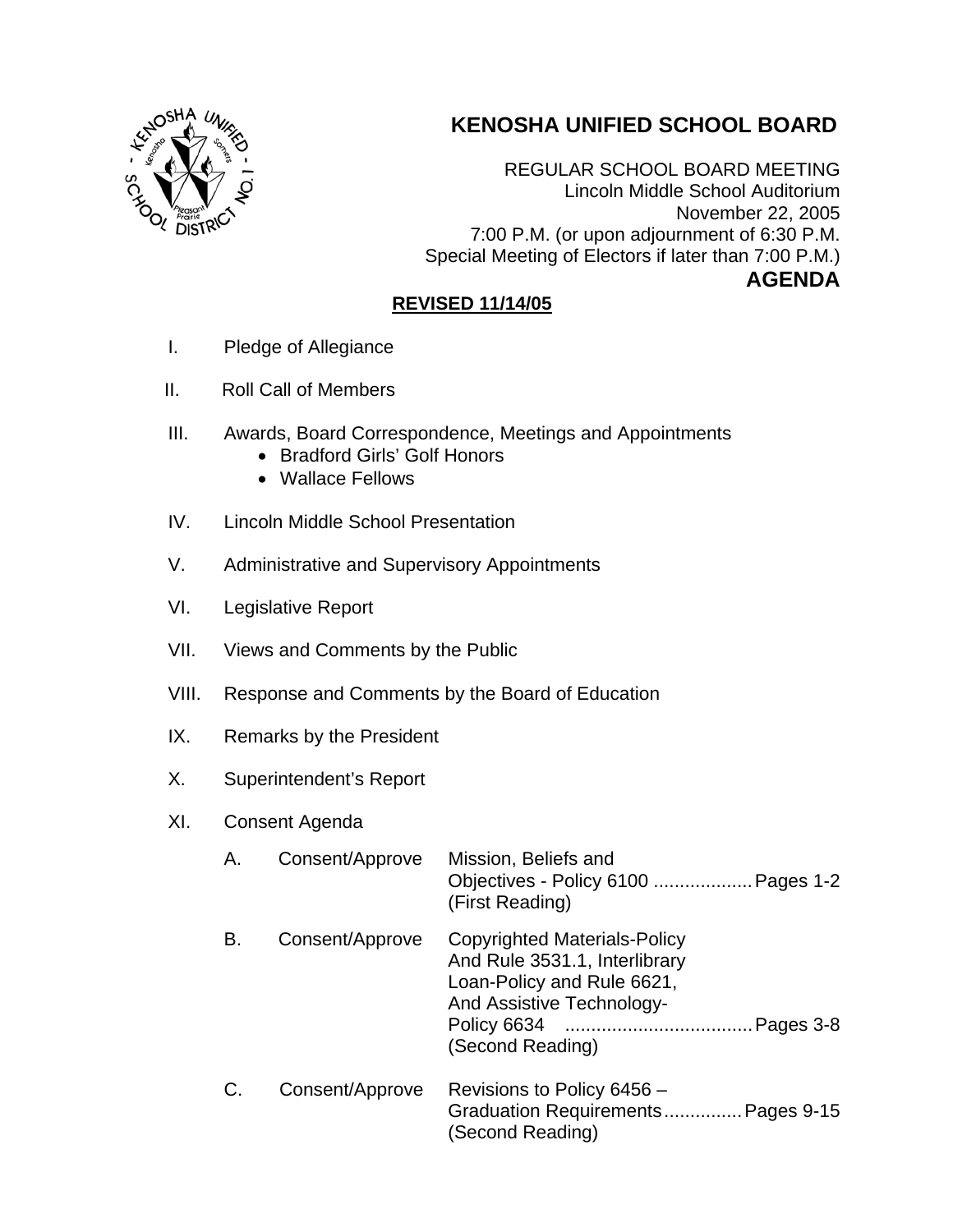# KENOSHA UNIFIED SCHOOL BOARD

REGULAR SCHOOL BOARD MEETING
Lincoln Middle School Auditorium
November 22, 2005
7:00 P.M. (or upon adjournment of 6:30 P.M.
Special Meeting of Electors if later than 7:00 P.M.)

**AGENDA**

**REVISED 11/14/05**

I. Pledge of Allegiance

II. Roll Call of Members

III. Awards, Board Correspondence, Meetings and Appointments
- Bradford Girls' Golf Honors
- Wallace Fellows

IV. Lincoln Middle School Presentation

V. Administrative and Supervisory Appointments

VI. Legislative Report

VII. Views and Comments by the Public

VIII. Response and Comments by the Board of Education

IX. Remarks by the President

X. Superintendent's Report

XI. Consent Agenda

A. Consent/Approve — Mission, Beliefs and Objectives - Policy 6100 ................... Pages 1-2 (First Reading)

B. Consent/Approve — Copyrighted Materials-Policy And Rule 3531.1, Interlibrary Loan-Policy and Rule 6621, And Assistive Technology-Policy 6634 .................................... Pages 3-8 (Second Reading)

C. Consent/Approve — Revisions to Policy 6456 – Graduation Requirements............... Pages 9-15 (Second Reading)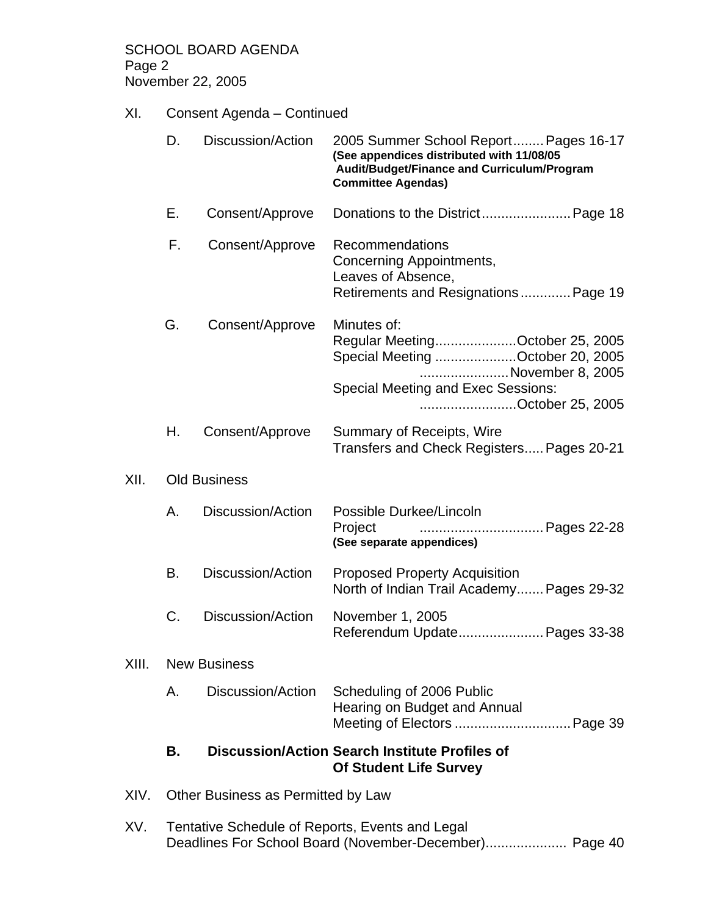SCHOOL BOARD AGENDA
Page 2
November 22, 2005

XI. Consent Agenda – Continued

D. Discussion/Action — 2005 Summer School Report........Pages 16-17
**(See appendices distributed with 11/08/05 Audit/Budget/Finance and Curriculum/Program Committee Agendas)**

E. Consent/Approve — Donations to the District.......................Page 18

F. Consent/Approve — Recommendations Concerning Appointments, Leaves of Absence, Retirements and Resignations.............Page 19

G. Consent/Approve — Minutes of:
Regular Meeting.....................October 25, 2005
Special Meeting .....................October 20, 2005
.......................November 8, 2005
Special Meeting and Exec Sessions:
.........................October 25, 2005

H. Consent/Approve — Summary of Receipts, Wire Transfers and Check Registers.....Pages 20-21

XII. Old Business

A. Discussion/Action — Possible Durkee/Lincoln Project ................................Pages 22-28
**(See separate appendices)**

B. Discussion/Action — Proposed Property Acquisition North of Indian Trail Academy.......Pages 29-32

C. Discussion/Action — November 1, 2005 Referendum Update......................Pages 33-38

XIII. New Business

A. Discussion/Action — Scheduling of 2006 Public Hearing on Budget and Annual Meeting of Electors ..............................Page 39

**B. Discussion/Action Search Institute Profiles of Of Student Life Survey**

XIV. Other Business as Permitted by Law

XV. Tentative Schedule of Reports, Events and Legal Deadlines For School Board (November-December)..................... Page 40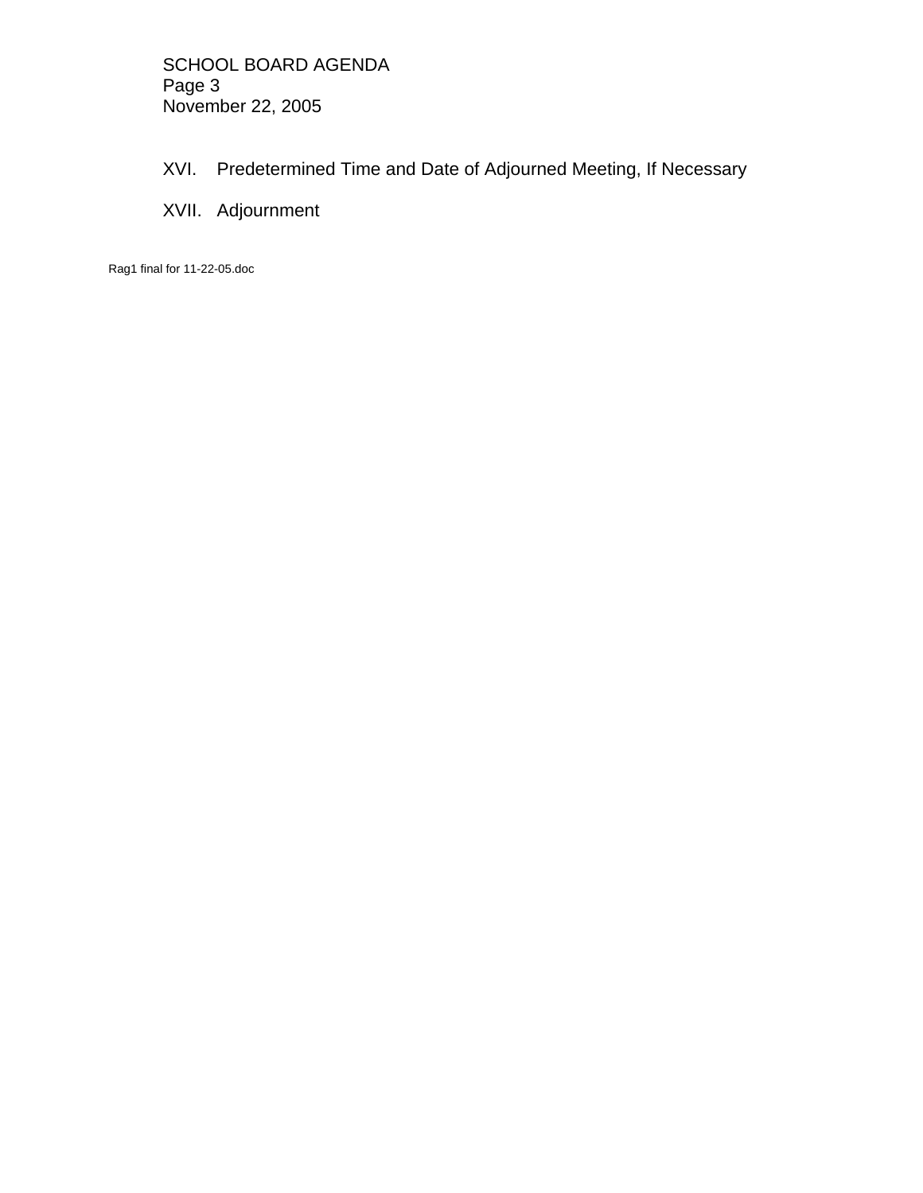XVI. Predetermined Time and Date of Adjourned Meeting, If Necessary

XVII. Adjournment

Rag1 final for 11-22-05.doc